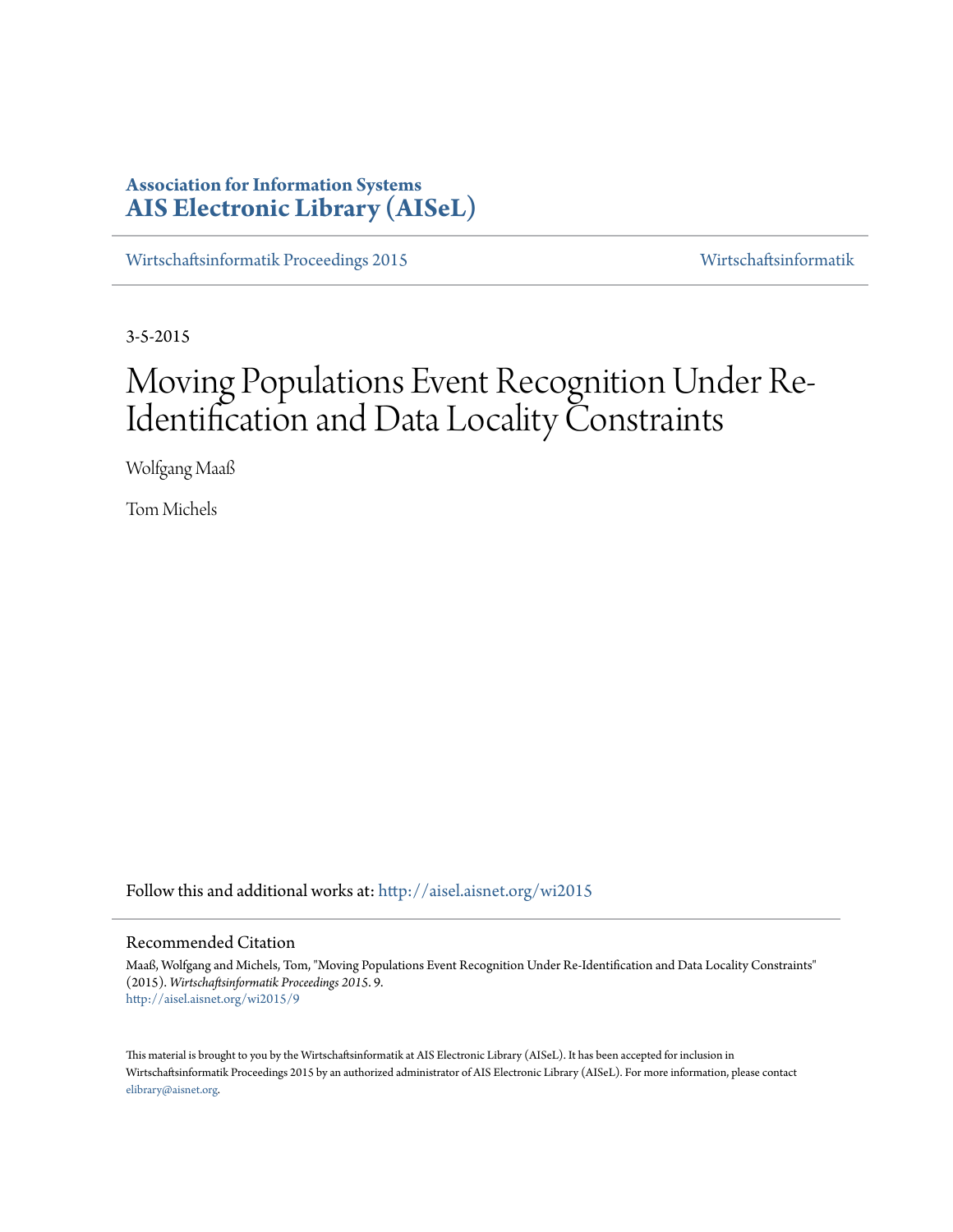**Association for Information Systems**
**AIS Electronic Library (AISeL)**

Wirtschaftsinformatik Proceedings 2015 | Wirtschaftsinformatik

3-5-2015

# Moving Populations Event Recognition Under Re-Identification and Data Locality Constraints

Wolfgang Maaß

Tom Michels

Follow this and additional works at: http://aisel.aisnet.org/wi2015

## Recommended Citation

Maaß, Wolfgang and Michels, Tom, "Moving Populations Event Recognition Under Re-Identification and Data Locality Constraints" (2015). *Wirtschaftsinformatik Proceedings 2015*. 9.
http://aisel.aisnet.org/wi2015/9

This material is brought to you by the Wirtschaftsinformatik at AIS Electronic Library (AISeL). It has been accepted for inclusion in Wirtschaftsinformatik Proceedings 2015 by an authorized administrator of AIS Electronic Library (AISeL). For more information, please contact elibrary@aisnet.org.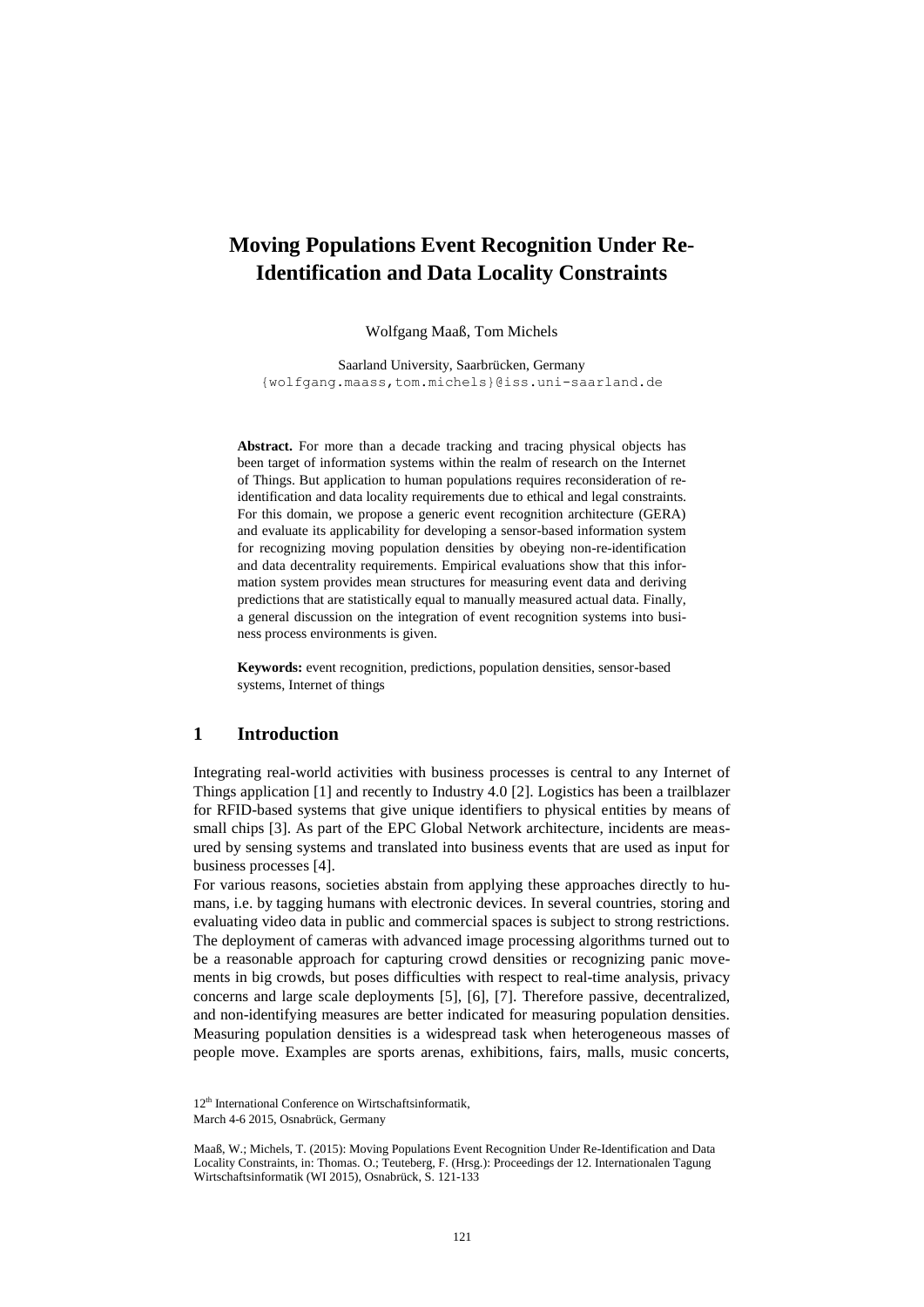// Moving Populations Event Recognition Under Re-Identification and Data Locality Constraints

# Moving Populations Event Recognition Under Re-Identification and Data Locality Constraints

Wolfgang Maaß, Tom Michels

Saarland University, Saarbrücken, Germany
{wolfgang.maass,tom.michels}@iss.uni-saarland.de

**Abstract.** For more than a decade tracking and tracing physical objects has been target of information systems within the realm of research on the Internet of Things. But application to human populations requires reconsideration of re-identification and data locality requirements due to ethical and legal constraints. For this domain, we propose a generic event recognition architecture (GERA) and evaluate its applicability for developing a sensor-based information system for recognizing moving population densities by obeying non-re-identification and data decentrality requirements. Empirical evaluations show that this information system provides mean structures for measuring event data and deriving predictions that are statistically equal to manually measured actual data. Finally, a general discussion on the integration of event recognition systems into business process environments is given.

**Keywords:** event recognition, predictions, population densities, sensor-based systems, Internet of things

## 1 Introduction

Integrating real-world activities with business processes is central to any Internet of Things application [1] and recently to Industry 4.0 [2]. Logistics has been a trailblazer for RFID-based systems that give unique identifiers to physical entities by means of small chips [3]. As part of the EPC Global Network architecture, incidents are measured by sensing systems and translated into business events that are used as input for business processes [4].

For various reasons, societies abstain from applying these approaches directly to humans, i.e. by tagging humans with electronic devices. In several countries, storing and evaluating video data in public and commercial spaces is subject to strong restrictions. The deployment of cameras with advanced image processing algorithms turned out to be a reasonable approach for capturing crowd densities or recognizing panic movements in big crowds, but poses difficulties with respect to real-time analysis, privacy concerns and large scale deployments [5], [6], [7]. Therefore passive, decentralized, and non-identifying measures are better indicated for measuring population densities. Measuring population densities is a widespread task when heterogeneous masses of people move. Examples are sports arenas, exhibitions, fairs, malls, music concerts,

12th International Conference on Wirtschaftsinformatik,
March 4-6 2015, Osnabrück, Germany

Maaß, W.; Michels, T. (2015): Moving Populations Event Recognition Under Re-Identification and Data Locality Constraints, in: Thomas. O.; Teuteberg, F. (Hrsg.): Proceedings der 12. Internationalen Tagung Wirtschaftsinformatik (WI 2015), Osnabrück, S. 121-133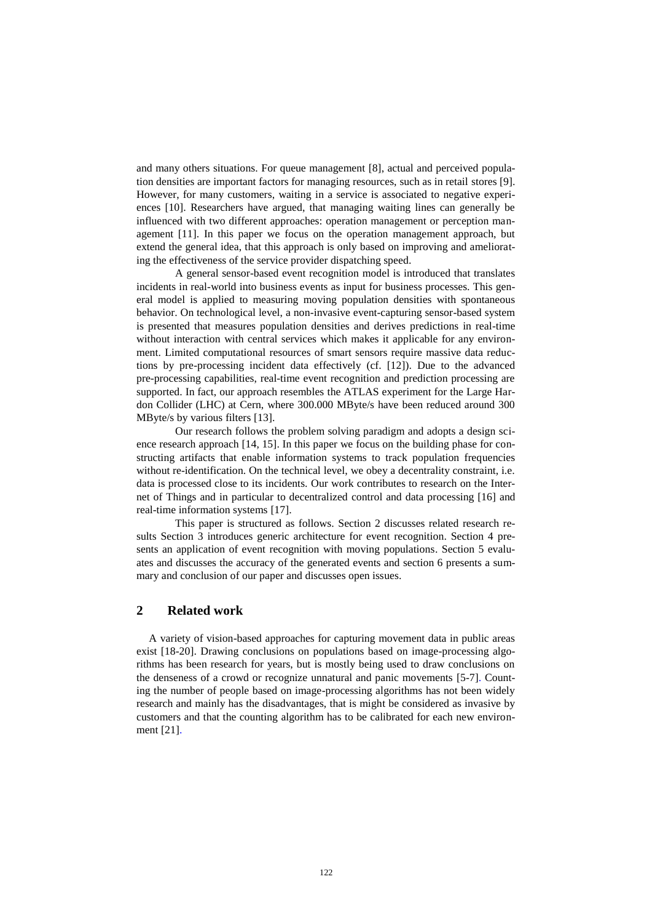and many others situations. For queue management [8], actual and perceived population densities are important factors for managing resources, such as in retail stores [9]. However, for many customers, waiting in a service is associated to negative experiences [10]. Researchers have argued, that managing waiting lines can generally be influenced with two different approaches: operation management or perception management [11]. In this paper we focus on the operation management approach, but extend the general idea, that this approach is only based on improving and ameliorating the effectiveness of the service provider dispatching speed.

A general sensor-based event recognition model is introduced that translates incidents in real-world into business events as input for business processes. This general model is applied to measuring moving population densities with spontaneous behavior. On technological level, a non-invasive event-capturing sensor-based system is presented that measures population densities and derives predictions in real-time without interaction with central services which makes it applicable for any environment. Limited computational resources of smart sensors require massive data reductions by pre-processing incident data effectively (cf. [12]). Due to the advanced pre-processing capabilities, real-time event recognition and prediction processing are supported. In fact, our approach resembles the ATLAS experiment for the Large Hardon Collider (LHC) at Cern, where 300.000 MByte/s have been reduced around 300 MByte/s by various filters [13].

Our research follows the problem solving paradigm and adopts a design science research approach [14, 15]. In this paper we focus on the building phase for constructing artifacts that enable information systems to track population frequencies without re-identification. On the technical level, we obey a decentrality constraint, i.e. data is processed close to its incidents. Our work contributes to research on the Internet of Things and in particular to decentralized control and data processing [16] and real-time information systems [17].

This paper is structured as follows. Section 2 discusses related research results Section 3 introduces generic architecture for event recognition. Section 4 presents an application of event recognition with moving populations. Section 5 evaluates and discusses the accuracy of the generated events and section 6 presents a summary and conclusion of our paper and discusses open issues.

## 2 Related work

A variety of vision-based approaches for capturing movement data in public areas exist [18-20]. Drawing conclusions on populations based on image-processing algorithms has been research for years, but is mostly being used to draw conclusions on the denseness of a crowd or recognize unnatural and panic movements [5-7]. Counting the number of people based on image-processing algorithms has not been widely research and mainly has the disadvantages, that is might be considered as invasive by customers and that the counting algorithm has to be calibrated for each new environment [21].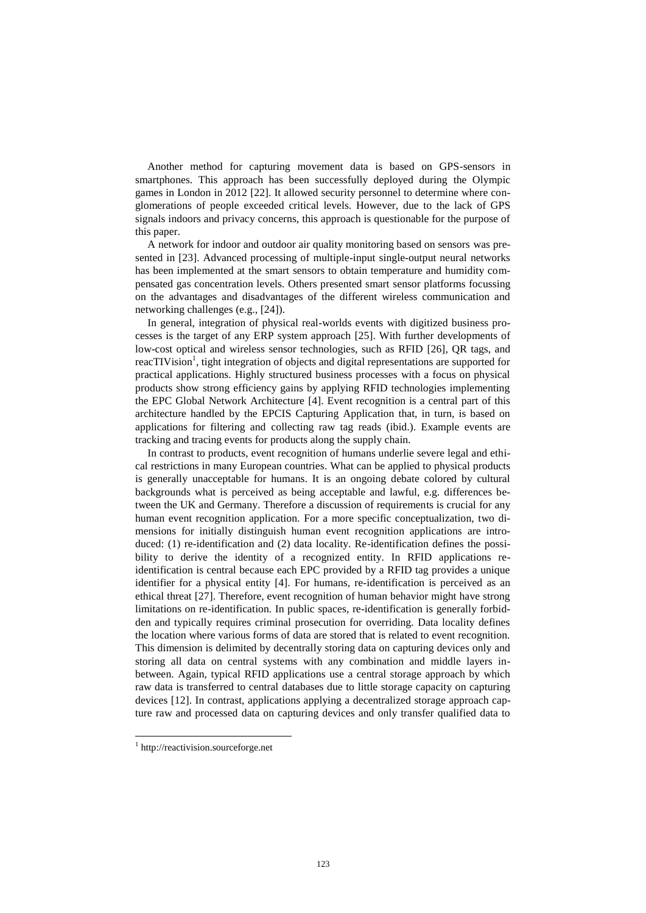Another method for capturing movement data is based on GPS-sensors in smartphones. This approach has been successfully deployed during the Olympic games in London in 2012 [22]. It allowed security personnel to determine where conglomerations of people exceeded critical levels. However, due to the lack of GPS signals indoors and privacy concerns, this approach is questionable for the purpose of this paper.

A network for indoor and outdoor air quality monitoring based on sensors was presented in [23]. Advanced processing of multiple-input single-output neural networks has been implemented at the smart sensors to obtain temperature and humidity compensated gas concentration levels. Others presented smart sensor platforms focussing on the advantages and disadvantages of the different wireless communication and networking challenges (e.g., [24]).

In general, integration of physical real-worlds events with digitized business processes is the target of any ERP system approach [25]. With further developments of low-cost optical and wireless sensor technologies, such as RFID [26], QR tags, and reacTIVision[1], tight integration of objects and digital representations are supported for practical applications. Highly structured business processes with a focus on physical products show strong efficiency gains by applying RFID technologies implementing the EPC Global Network Architecture [4]. Event recognition is a central part of this architecture handled by the EPCIS Capturing Application that, in turn, is based on applications for filtering and collecting raw tag reads (ibid.). Example events are tracking and tracing events for products along the supply chain.

In contrast to products, event recognition of humans underlie severe legal and ethical restrictions in many European countries. What can be applied to physical products is generally unacceptable for humans. It is an ongoing debate colored by cultural backgrounds what is perceived as being acceptable and lawful, e.g. differences between the UK and Germany. Therefore a discussion of requirements is crucial for any human event recognition application. For a more specific conceptualization, two dimensions for initially distinguish human event recognition applications are introduced: (1) re-identification and (2) data locality. Re-identification defines the possibility to derive the identity of a recognized entity. In RFID applications re-identification is central because each EPC provided by a RFID tag provides a unique identifier for a physical entity [4]. For humans, re-identification is perceived as an ethical threat [27]. Therefore, event recognition of human behavior might have strong limitations on re-identification. In public spaces, re-identification is generally forbidden and typically requires criminal prosecution for overriding. Data locality defines the location where various forms of data are stored that is related to event recognition. This dimension is delimited by decentrally storing data on capturing devices only and storing all data on central systems with any combination and middle layers in-between. Again, typical RFID applications use a central storage approach by which raw data is transferred to central databases due to little storage capacity on capturing devices [12]. In contrast, applications applying a decentralized storage approach capture raw and processed data on capturing devices and only transfer qualified data to

[1] http://reactivision.sourceforge.net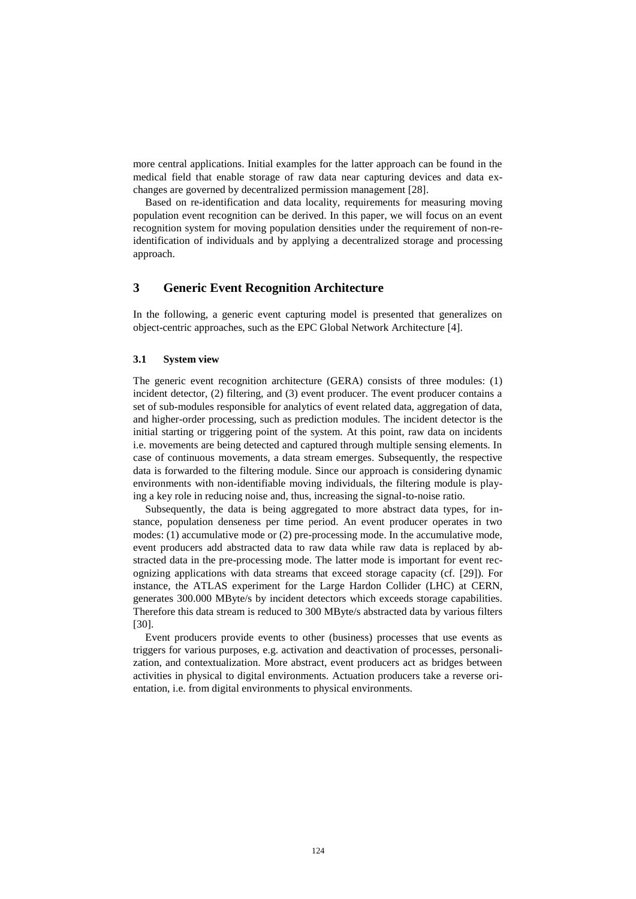more central applications. Initial examples for the latter approach can be found in the medical field that enable storage of raw data near capturing devices and data exchanges are governed by decentralized permission management [28].

Based on re-identification and data locality, requirements for measuring moving population event recognition can be derived. In this paper, we will focus on an event recognition system for moving population densities under the requirement of non-re-identification of individuals and by applying a decentralized storage and processing approach.

## 3 Generic Event Recognition Architecture

In the following, a generic event capturing model is presented that generalizes on object-centric approaches, such as the EPC Global Network Architecture [4].

### 3.1 System view

The generic event recognition architecture (GERA) consists of three modules: (1) incident detector, (2) filtering, and (3) event producer. The event producer contains a set of sub-modules responsible for analytics of event related data, aggregation of data, and higher-order processing, such as prediction modules. The incident detector is the initial starting or triggering point of the system. At this point, raw data on incidents i.e. movements are being detected and captured through multiple sensing elements. In case of continuous movements, a data stream emerges. Subsequently, the respective data is forwarded to the filtering module. Since our approach is considering dynamic environments with non-identifiable moving individuals, the filtering module is playing a key role in reducing noise and, thus, increasing the signal-to-noise ratio.

Subsequently, the data is being aggregated to more abstract data types, for instance, population denseness per time period. An event producer operates in two modes: (1) accumulative mode or (2) pre-processing mode. In the accumulative mode, event producers add abstracted data to raw data while raw data is replaced by abstracted data in the pre-processing mode. The latter mode is important for event recognizing applications with data streams that exceed storage capacity (cf. [29]). For instance, the ATLAS experiment for the Large Hardon Collider (LHC) at CERN, generates 300.000 MByte/s by incident detectors which exceeds storage capabilities. Therefore this data stream is reduced to 300 MByte/s abstracted data by various filters [30].

Event producers provide events to other (business) processes that use events as triggers for various purposes, e.g. activation and deactivation of processes, personalization, and contextualization. More abstract, event producers act as bridges between activities in physical to digital environments. Actuation producers take a reverse orientation, i.e. from digital environments to physical environments.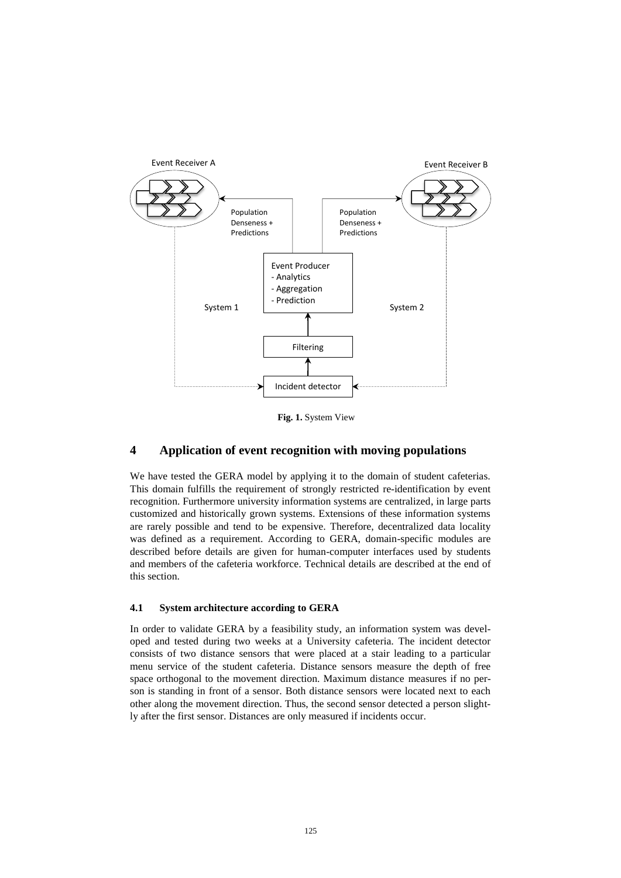**Fig. 1.** System View

## 4 Application of event recognition with moving populations

We have tested the GERA model by applying it to the domain of student cafeterias. This domain fulfills the requirement of strongly restricted re-identification by event recognition. Furthermore university information systems are centralized, in large parts customized and historically grown systems. Extensions of these information systems are rarely possible and tend to be expensive. Therefore, decentralized data locality was defined as a requirement. According to GERA, domain-specific modules are described before details are given for human-computer interfaces used by students and members of the cafeteria workforce. Technical details are described at the end of this section.

### 4.1 System architecture according to GERA

In order to validate GERA by a feasibility study, an information system was developed and tested during two weeks at a University cafeteria. The incident detector consists of two distance sensors that were placed at a stair leading to a particular menu service of the student cafeteria. Distance sensors measure the depth of free space orthogonal to the movement direction. Maximum distance measures if no person is standing in front of a sensor. Both distance sensors were located next to each other along the movement direction. Thus, the second sensor detected a person slightly after the first sensor. Distances are only measured if incidents occur.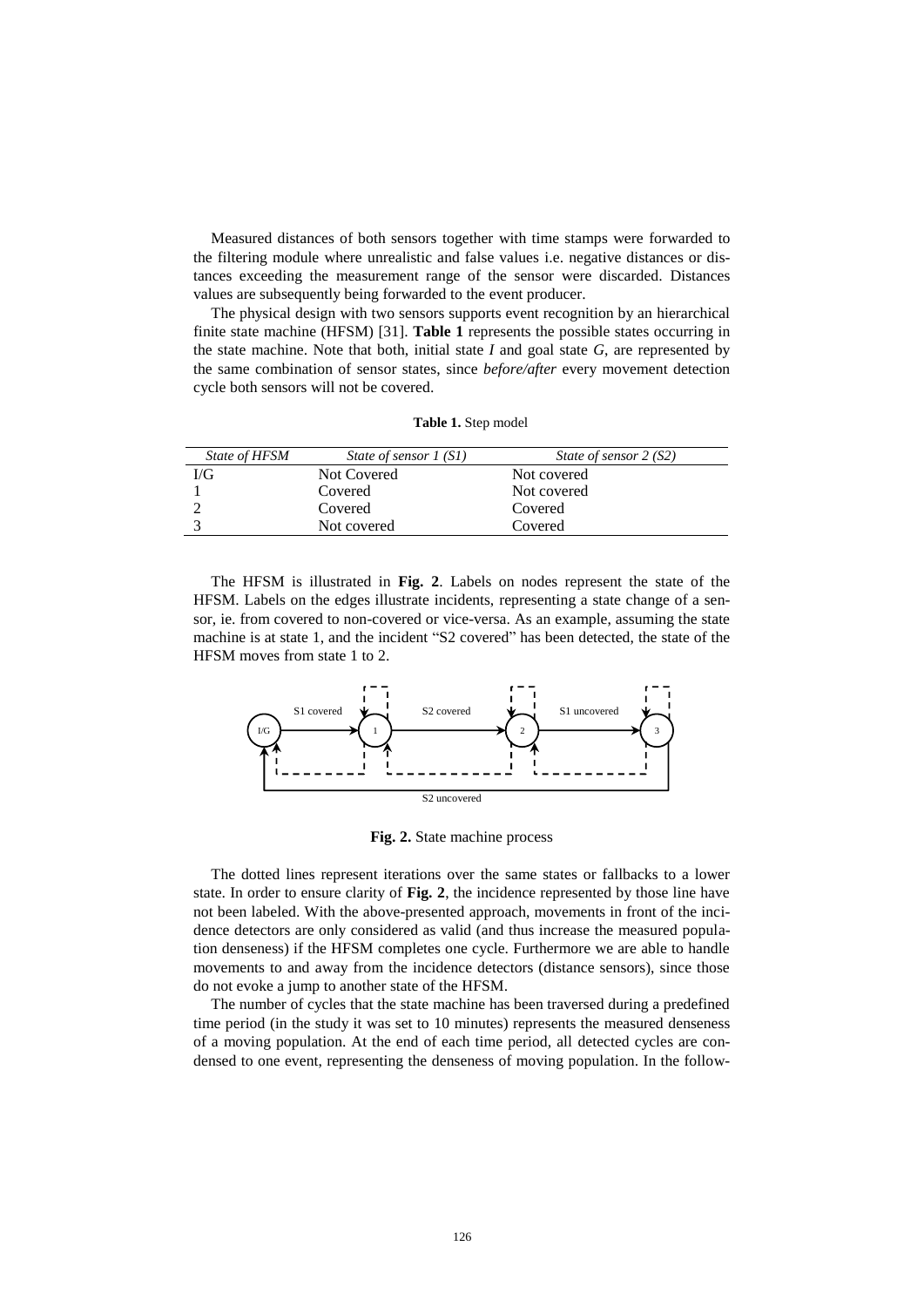Measured distances of both sensors together with time stamps were forwarded to the filtering module where unrealistic and false values i.e. negative distances or distances exceeding the measurement range of the sensor were discarded. Distances values are subsequently being forwarded to the event producer.

The physical design with two sensors supports event recognition by an hierarchical finite state machine (HFSM) [31]. **Table 1** represents the possible states occurring in the state machine. Note that both, initial state *I* and goal state *G*, are represented by the same combination of sensor states, since *before/after* every movement detection cycle both sensors will not be covered.

**Table 1.** Step model

| *State of HFSM* | *State of sensor 1 (S1)* | *State of sensor 2 (S2)* |
|---|---|---|
| I/G | Not Covered | Not covered |
| 1 | Covered | Not covered |
| 2 | Covered | Covered |
| 3 | Not covered | Covered |

The HFSM is illustrated in **Fig. 2**. Labels on nodes represent the state of the HFSM. Labels on the edges illustrate incidents, representing a state change of a sensor, ie. from covered to non-covered or vice-versa. As an example, assuming the state machine is at state 1, and the incident "S2 covered" has been detected, the state of the HFSM moves from state 1 to 2.

**Fig. 2.** State machine process

The dotted lines represent iterations over the same states or fallbacks to a lower state. In order to ensure clarity of **Fig. 2**, the incidence represented by those line have not been labeled. With the above-presented approach, movements in front of the incidence detectors are only considered as valid (and thus increase the measured population denseness) if the HFSM completes one cycle. Furthermore we are able to handle movements to and away from the incidence detectors (distance sensors), since those do not evoke a jump to another state of the HFSM.

The number of cycles that the state machine has been traversed during a predefined time period (in the study it was set to 10 minutes) represents the measured denseness of a moving population. At the end of each time period, all detected cycles are condensed to one event, representing the denseness of moving population. In the follow-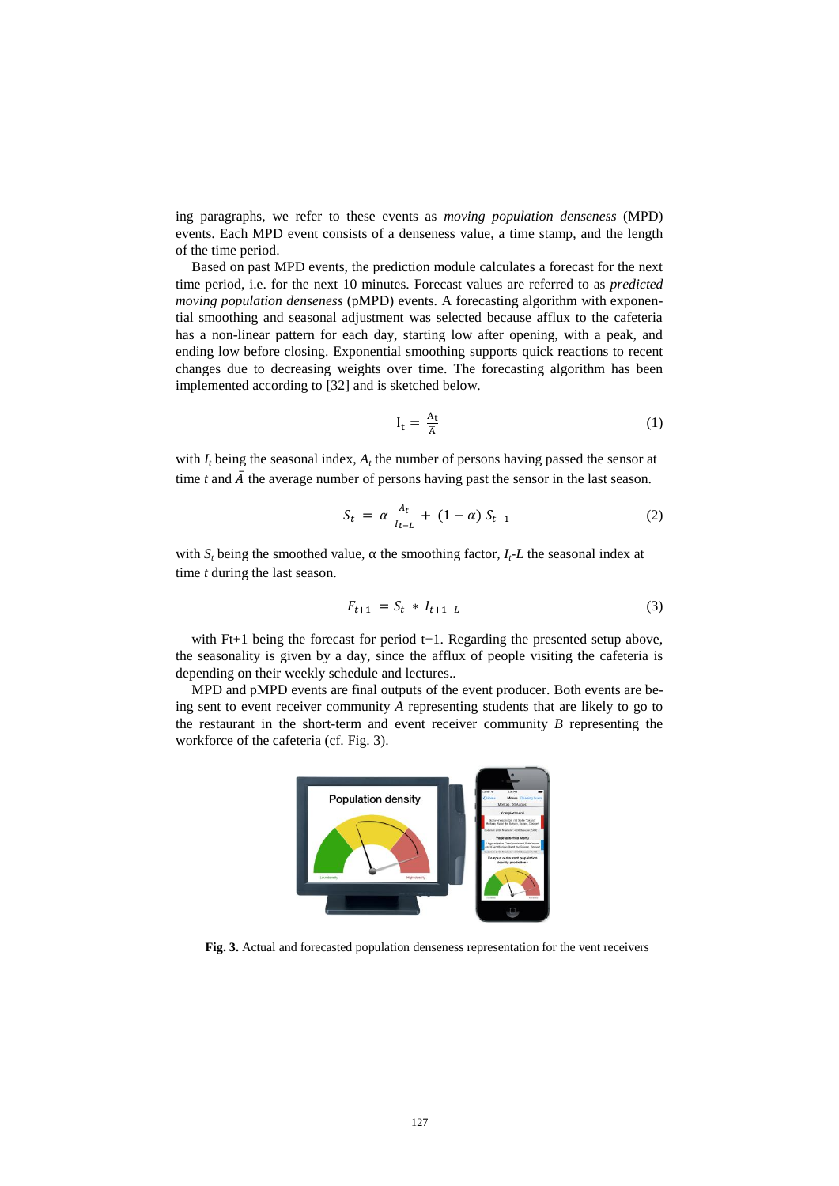ing paragraphs, we refer to these events as *moving population denseness* (MPD) events. Each MPD event consists of a denseness value, a time stamp, and the length of the time period.

Based on past MPD events, the prediction module calculates a forecast for the next time period, i.e. for the next 10 minutes. Forecast values are referred to as *predicted moving population denseness* (pMPD) events. A forecasting algorithm with exponential smoothing and seasonal adjustment was selected because afflux to the cafeteria has a non-linear pattern for each day, starting low after opening, with a peak, and ending low before closing. Exponential smoothing supports quick reactions to recent changes due to decreasing weights over time. The forecasting algorithm has been implemented according to [32] and is sketched below.

$$\mathrm{I_t} = \frac{\mathrm{A_t}}{\bar{\mathrm{A}}} \tag{1}$$

with $I_t$ being the seasonal index, $A_t$ the number of persons having passed the sensor at time $t$ and $\bar{A}$ the average number of persons having past the sensor in the last season.

$$S_t = \alpha \frac{A_t}{I_{t-L}} + (1-\alpha)\, S_{t-1} \tag{2}$$

with $S_t$ being the smoothed value, α the smoothing factor, $I_t$-$L$ the seasonal index at time $t$ during the last season.

$$F_{t+1} = S_t * I_{t+1-L} \tag{3}$$

with Ft+1 being the forecast for period t+1. Regarding the presented setup above, the seasonality is given by a day, since the afflux of people visiting the cafeteria is depending on their weekly schedule and lectures..

MPD and pMPD events are final outputs of the event producer. Both events are being sent to event receiver community *A* representing students that are likely to go to the restaurant in the short-term and event receiver community *B* representing the workforce of the cafeteria (cf. Fig. 3).

**Fig. 3.** Actual and forecasted population denseness representation for the vent receivers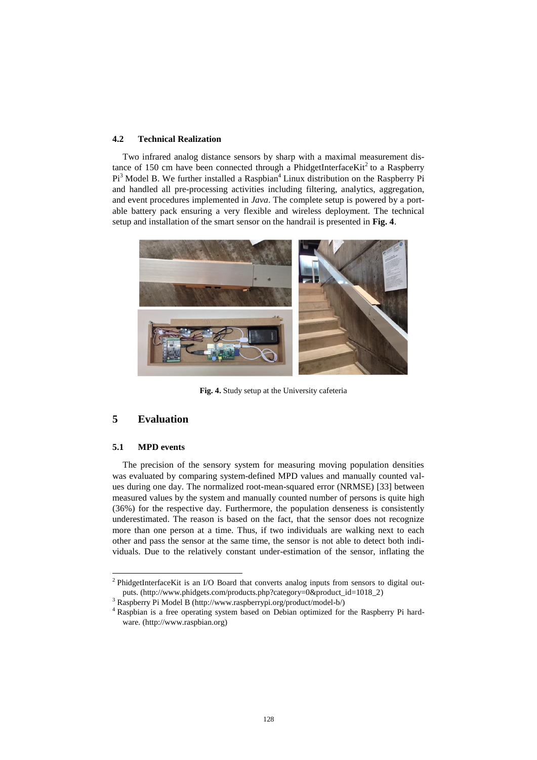### 4.2 Technical Realization

Two infrared analog distance sensors by sharp with a maximal measurement distance of 150 cm have been connected through a PhidgetInterfaceKit[2] to a Raspberry Pi[3] Model B. We further installed a Raspbian[4] Linux distribution on the Raspberry Pi and handled all pre-processing activities including filtering, analytics, aggregation, and event procedures implemented in *Java*. The complete setup is powered by a portable battery pack ensuring a very flexible and wireless deployment. The technical setup and installation of the smart sensor on the handrail is presented in **Fig. 4**.

**Fig. 4.** Study setup at the University cafeteria

## 5 Evaluation

### 5.1 MPD events

The precision of the sensory system for measuring moving population densities was evaluated by comparing system-defined MPD values and manually counted values during one day. The normalized root-mean-squared error (NRMSE) [33] between measured values by the system and manually counted number of persons is quite high (36%) for the respective day. Furthermore, the population denseness is consistently underestimated. The reason is based on the fact, that the sensor does not recognize more than one person at a time. Thus, if two individuals are walking next to each other and pass the sensor at the same time, the sensor is not able to detect both individuals. Due to the relatively constant under-estimation of the sensor, inflating the

---

[2] PhidgetInterfaceKit is an I/O Board that converts analog inputs from sensors to digital outputs. (http://www.phidgets.com/products.php?category=0&product_id=1018_2)

[3] Raspberry Pi Model B (http://www.raspberrypi.org/product/model-b/)

[4] Raspbian is a free operating system based on Debian optimized for the Raspberry Pi hardware. (http://www.raspbian.org)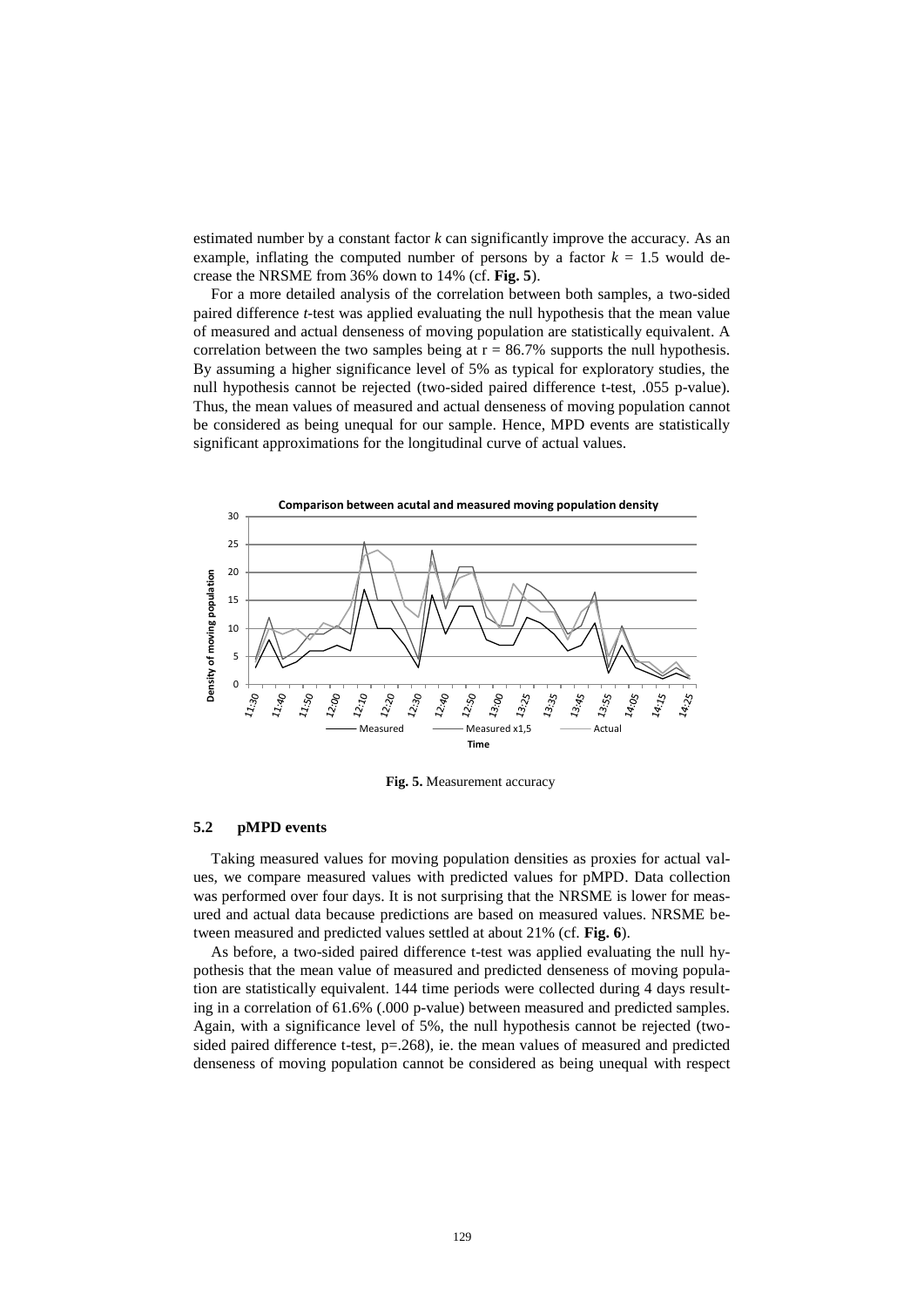estimated number by a constant factor $k$ can significantly improve the accuracy. As an example, inflating the computed number of persons by a factor $k = 1.5$ would decrease the NRSME from 36% down to 14% (cf. **Fig. 5**).

For a more detailed analysis of the correlation between both samples, a two-sided paired difference $t$-test was applied evaluating the null hypothesis that the mean value of measured and actual denseness of moving population are statistically equivalent. A correlation between the two samples being at $r = 86.7\%$ supports the null hypothesis. By assuming a higher significance level of 5% as typical for exploratory studies, the null hypothesis cannot be rejected (two-sided paired difference t-test, .055 p-value). Thus, the mean values of measured and actual denseness of moving population cannot be considered as being unequal for our sample. Hence, MPD events are statistically significant approximations for the longitudinal curve of actual values.

**Fig. 5.** Measurement accuracy

### 5.2 pMPD events

Taking measured values for moving population densities as proxies for actual values, we compare measured values with predicted values for pMPD. Data collection was performed over four days. It is not surprising that the NRSME is lower for measured and actual data because predictions are based on measured values. NRSME between measured and predicted values settled at about 21% (cf. **Fig. 6**).

As before, a two-sided paired difference t-test was applied evaluating the null hypothesis that the mean value of measured and predicted denseness of moving population are statistically equivalent. 144 time periods were collected during 4 days resulting in a correlation of 61.6% (.000 p-value) between measured and predicted samples. Again, with a significance level of 5%, the null hypothesis cannot be rejected (two-sided paired difference t-test, p=.268), ie. the mean values of measured and predicted denseness of moving population cannot be considered as being unequal with respect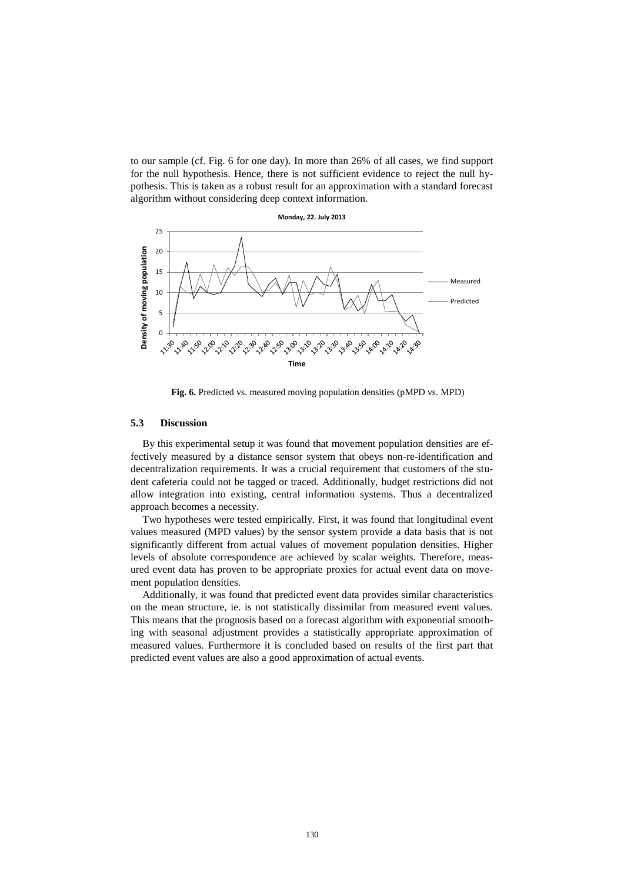to our sample (cf. Fig. 6 for one day). In more than 26% of all cases, we find support for the null hypothesis. Hence, there is not sufficient evidence to reject the null hypothesis. This is taken as a robust result for an approximation with a standard forecast algorithm without considering deep context information.

**Fig. 6.** Predicted vs. measured moving population densities (pMPD vs. MPD)

### 5.3 Discussion

By this experimental setup it was found that movement population densities are effectively measured by a distance sensor system that obeys non-re-identification and decentralization requirements. It was a crucial requirement that customers of the student cafeteria could not be tagged or traced. Additionally, budget restrictions did not allow integration into existing, central information systems. Thus a decentralized approach becomes a necessity.

Two hypotheses were tested empirically. First, it was found that longitudinal event values measured (MPD values) by the sensor system provide a data basis that is not significantly different from actual values of movement population densities. Higher levels of absolute correspondence are achieved by scalar weights. Therefore, measured event data has proven to be appropriate proxies for actual event data on movement population densities.

Additionally, it was found that predicted event data provides similar characteristics on the mean structure, ie. is not statistically dissimilar from measured event values. This means that the prognosis based on a forecast algorithm with exponential smoothing with seasonal adjustment provides a statistically appropriate approximation of measured values. Furthermore it is concluded based on results of the first part that predicted event values are also a good approximation of actual events.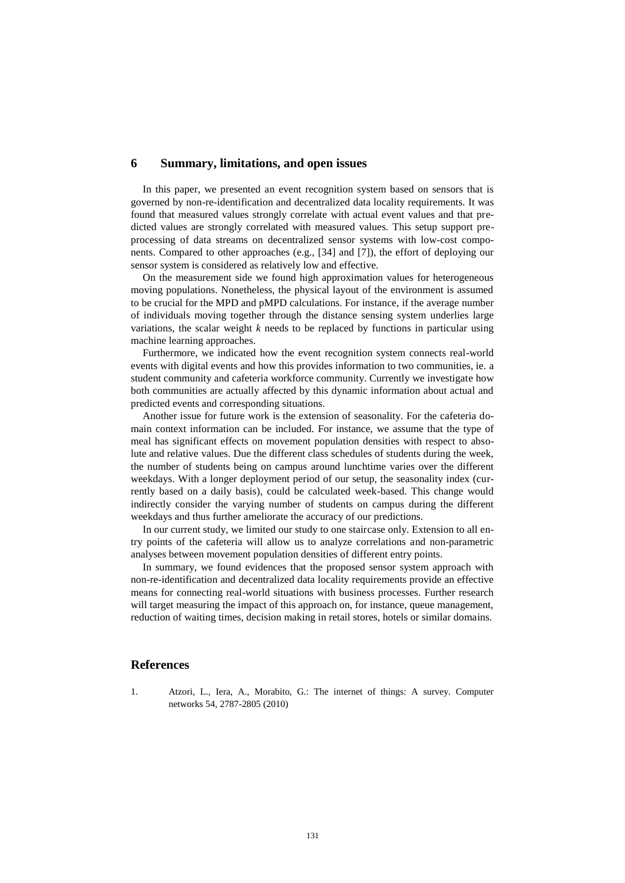## 6 Summary, limitations, and open issues

In this paper, we presented an event recognition system based on sensors that is governed by non-re-identification and decentralized data locality requirements. It was found that measured values strongly correlate with actual event values and that predicted values are strongly correlated with measured values. This setup support preprocessing of data streams on decentralized sensor systems with low-cost components. Compared to other approaches (e.g., [34] and [7]), the effort of deploying our sensor system is considered as relatively low and effective.

On the measurement side we found high approximation values for heterogeneous moving populations. Nonetheless, the physical layout of the environment is assumed to be crucial for the MPD and pMPD calculations. For instance, if the average number of individuals moving together through the distance sensing system underlies large variations, the scalar weight $k$ needs to be replaced by functions in particular using machine learning approaches.

Furthermore, we indicated how the event recognition system connects real-world events with digital events and how this provides information to two communities, ie. a student community and cafeteria workforce community. Currently we investigate how both communities are actually affected by this dynamic information about actual and predicted events and corresponding situations.

Another issue for future work is the extension of seasonality. For the cafeteria domain context information can be included. For instance, we assume that the type of meal has significant effects on movement population densities with respect to absolute and relative values. Due the different class schedules of students during the week, the number of students being on campus around lunchtime varies over the different weekdays. With a longer deployment period of our setup, the seasonality index (currently based on a daily basis), could be calculated week-based. This change would indirectly consider the varying number of students on campus during the different weekdays and thus further ameliorate the accuracy of our predictions.

In our current study, we limited our study to one staircase only. Extension to all entry points of the cafeteria will allow us to analyze correlations and non-parametric analyses between movement population densities of different entry points.

In summary, we found evidences that the proposed sensor system approach with non-re-identification and decentralized data locality requirements provide an effective means for connecting real-world situations with business processes. Further research will target measuring the impact of this approach on, for instance, queue management, reduction of waiting times, decision making in retail stores, hotels or similar domains.

## References

1. Atzori, L., Iera, A., Morabito, G.: The internet of things: A survey. Computer networks 54, 2787-2805 (2010)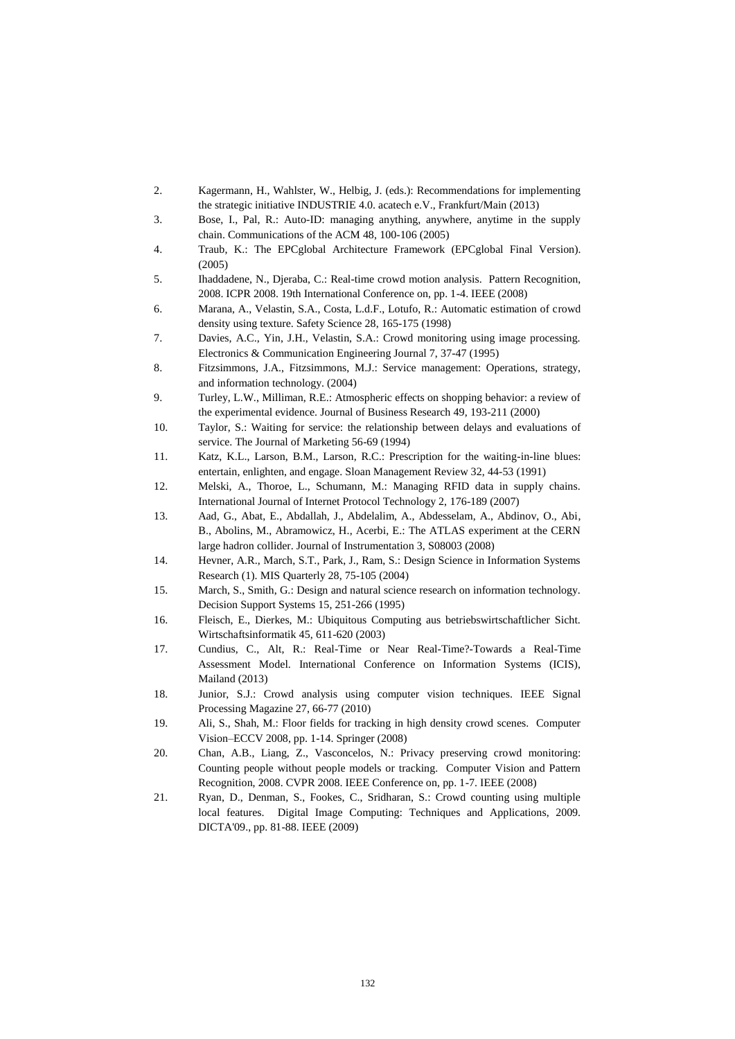2. Kagermann, H., Wahlster, W., Helbig, J. (eds.): Recommendations for implementing the strategic initiative INDUSTRIE 4.0. acatech e.V., Frankfurt/Main (2013)
3. Bose, I., Pal, R.: Auto-ID: managing anything, anywhere, anytime in the supply chain. Communications of the ACM 48, 100-106 (2005)
4. Traub, K.: The EPCglobal Architecture Framework (EPCglobal Final Version). (2005)
5. Ihaddadene, N., Djeraba, C.: Real-time crowd motion analysis. Pattern Recognition, 2008. ICPR 2008. 19th International Conference on, pp. 1-4. IEEE (2008)
6. Marana, A., Velastin, S.A., Costa, L.d.F., Lotufo, R.: Automatic estimation of crowd density using texture. Safety Science 28, 165-175 (1998)
7. Davies, A.C., Yin, J.H., Velastin, S.A.: Crowd monitoring using image processing. Electronics & Communication Engineering Journal 7, 37-47 (1995)
8. Fitzsimmons, J.A., Fitzsimmons, M.J.: Service management: Operations, strategy, and information technology. (2004)
9. Turley, L.W., Milliman, R.E.: Atmospheric effects on shopping behavior: a review of the experimental evidence. Journal of Business Research 49, 193-211 (2000)
10. Taylor, S.: Waiting for service: the relationship between delays and evaluations of service. The Journal of Marketing 56-69 (1994)
11. Katz, K.L., Larson, B.M., Larson, R.C.: Prescription for the waiting-in-line blues: entertain, enlighten, and engage. Sloan Management Review 32, 44-53 (1991)
12. Melski, A., Thoroe, L., Schumann, M.: Managing RFID data in supply chains. International Journal of Internet Protocol Technology 2, 176-189 (2007)
13. Aad, G., Abat, E., Abdallah, J., Abdelalim, A., Abdesselam, A., Abdinov, O., Abi, B., Abolins, M., Abramowicz, H., Acerbi, E.: The ATLAS experiment at the CERN large hadron collider. Journal of Instrumentation 3, S08003 (2008)
14. Hevner, A.R., March, S.T., Park, J., Ram, S.: Design Science in Information Systems Research (1). MIS Quarterly 28, 75-105 (2004)
15. March, S., Smith, G.: Design and natural science research on information technology. Decision Support Systems 15, 251-266 (1995)
16. Fleisch, E., Dierkes, M.: Ubiquitous Computing aus betriebswirtschaftlicher Sicht. Wirtschaftsinformatik 45, 611-620 (2003)
17. Cundius, C., Alt, R.: Real-Time or Near Real-Time?-Towards a Real-Time Assessment Model. International Conference on Information Systems (ICIS), Mailand (2013)
18. Junior, S.J.: Crowd analysis using computer vision techniques. IEEE Signal Processing Magazine 27, 66-77 (2010)
19. Ali, S., Shah, M.: Floor fields for tracking in high density crowd scenes. Computer Vision–ECCV 2008, pp. 1-14. Springer (2008)
20. Chan, A.B., Liang, Z., Vasconcelos, N.: Privacy preserving crowd monitoring: Counting people without people models or tracking. Computer Vision and Pattern Recognition, 2008. CVPR 2008. IEEE Conference on, pp. 1-7. IEEE (2008)
21. Ryan, D., Denman, S., Fookes, C., Sridharan, S.: Crowd counting using multiple local features. Digital Image Computing: Techniques and Applications, 2009. DICTA'09., pp. 81-88. IEEE (2009)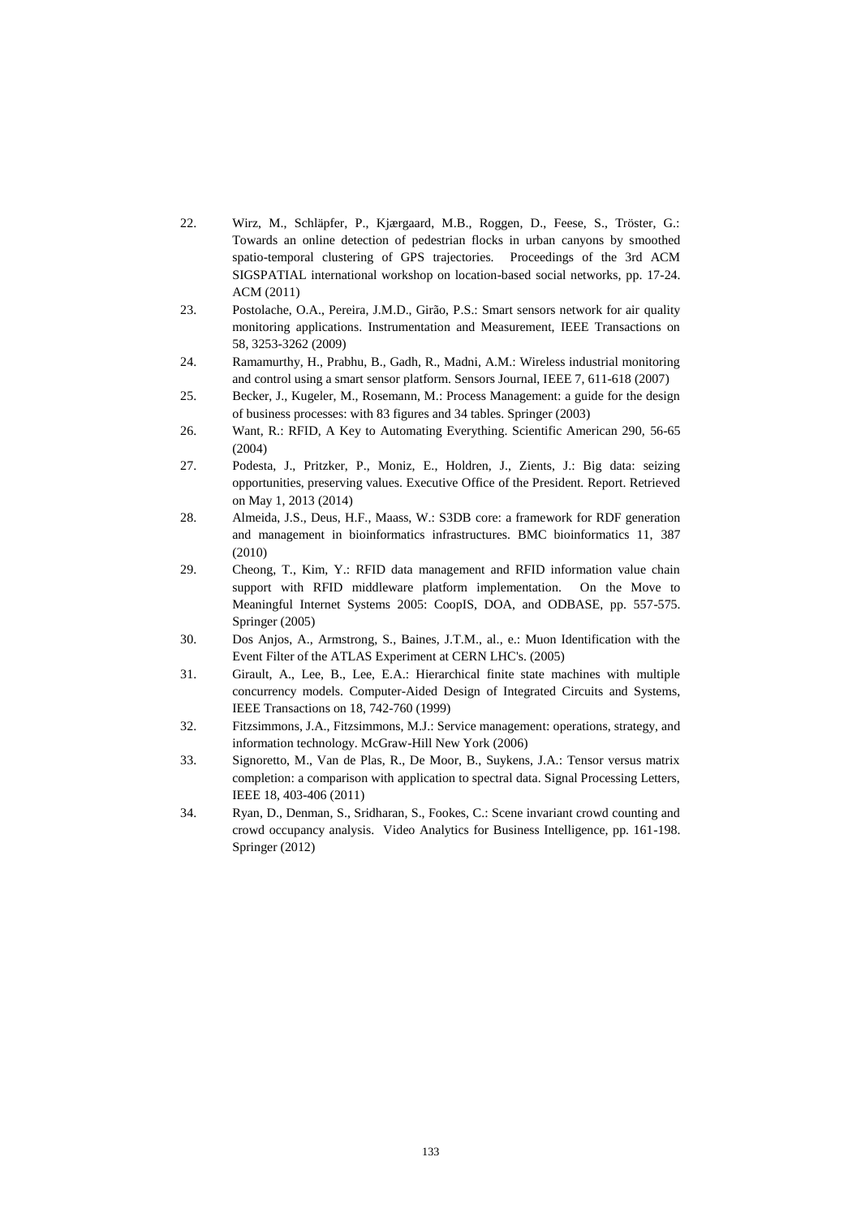22. Wirz, M., Schläpfer, P., Kjærgaard, M.B., Roggen, D., Feese, S., Tröster, G.: Towards an online detection of pedestrian flocks in urban canyons by smoothed spatio-temporal clustering of GPS trajectories. Proceedings of the 3rd ACM SIGSPATIAL international workshop on location-based social networks, pp. 17-24. ACM (2011)
23. Postolache, O.A., Pereira, J.M.D., Girão, P.S.: Smart sensors network for air quality monitoring applications. Instrumentation and Measurement, IEEE Transactions on 58, 3253-3262 (2009)
24. Ramamurthy, H., Prabhu, B., Gadh, R., Madni, A.M.: Wireless industrial monitoring and control using a smart sensor platform. Sensors Journal, IEEE 7, 611-618 (2007)
25. Becker, J., Kugeler, M., Rosemann, M.: Process Management: a guide for the design of business processes: with 83 figures and 34 tables. Springer (2003)
26. Want, R.: RFID, A Key to Automating Everything. Scientific American 290, 56-65 (2004)
27. Podesta, J., Pritzker, P., Moniz, E., Holdren, J., Zients, J.: Big data: seizing opportunities, preserving values. Executive Office of the President. Report. Retrieved on May 1, 2013 (2014)
28. Almeida, J.S., Deus, H.F., Maass, W.: S3DB core: a framework for RDF generation and management in bioinformatics infrastructures. BMC bioinformatics 11, 387 (2010)
29. Cheong, T., Kim, Y.: RFID data management and RFID information value chain support with RFID middleware platform implementation. On the Move to Meaningful Internet Systems 2005: CoopIS, DOA, and ODBASE, pp. 557-575. Springer (2005)
30. Dos Anjos, A., Armstrong, S., Baines, J.T.M., al., e.: Muon Identification with the Event Filter of the ATLAS Experiment at CERN LHC's. (2005)
31. Girault, A., Lee, B., Lee, E.A.: Hierarchical finite state machines with multiple concurrency models. Computer-Aided Design of Integrated Circuits and Systems, IEEE Transactions on 18, 742-760 (1999)
32. Fitzsimmons, J.A., Fitzsimmons, M.J.: Service management: operations, strategy, and information technology. McGraw-Hill New York (2006)
33. Signoretto, M., Van de Plas, R., De Moor, B., Suykens, J.A.: Tensor versus matrix completion: a comparison with application to spectral data. Signal Processing Letters, IEEE 18, 403-406 (2011)
34. Ryan, D., Denman, S., Sridharan, S., Fookes, C.: Scene invariant crowd counting and crowd occupancy analysis. Video Analytics for Business Intelligence, pp. 161-198. Springer (2012)